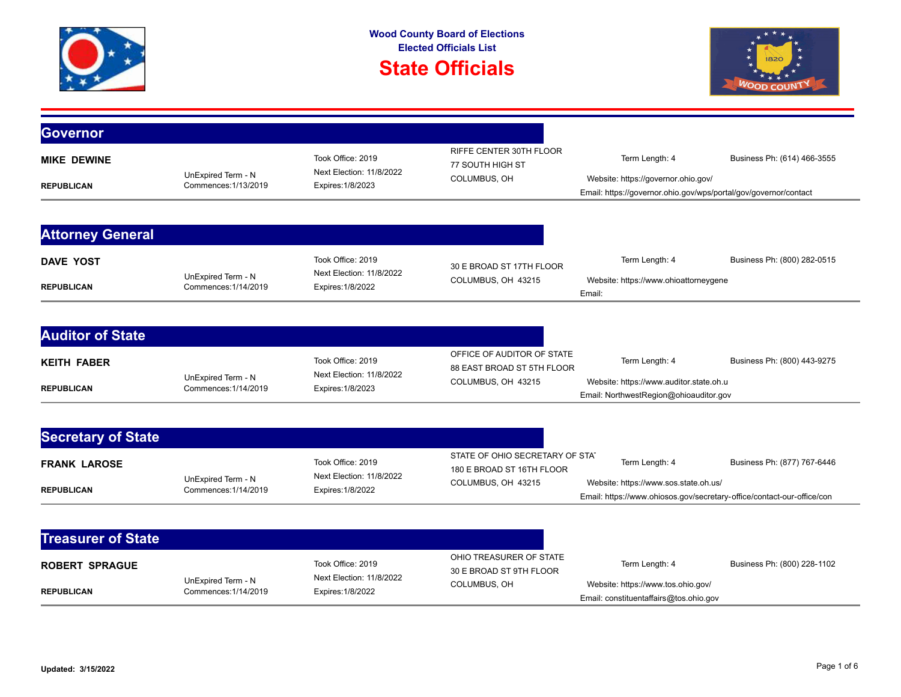**Wood County Board of Elections**
**Elected Officials List**

# State Officials

## Governor

**MIKE DEWINE**
**REPUBLICAN**

UnExpired Term - N
Commences:1/13/2019

Took Office: 2019
Next Election: 11/8/2022
Expires:1/8/2023

RIFFE CENTER 30TH FLOOR
77 SOUTH HIGH ST
COLUMBUS, OH

Term Length: 4
Business Ph: (614) 466-3555
Website: https://governor.ohio.gov/
Email: https://governor.ohio.gov/wps/portal/gov/governor/contact

## Attorney General

**DAVE YOST**
**REPUBLICAN**

UnExpired Term - N
Commences:1/14/2019

Took Office: 2019
Next Election: 11/8/2022
Expires:1/8/2022

30 E BROAD ST 17TH FLOOR
COLUMBUS, OH 43215

Term Length: 4
Business Ph: (800) 282-0515
Website: https://www.ohioattorneygene
Email:

## Auditor of State

**KEITH FABER**
**REPUBLICAN**

UnExpired Term - N
Commences:1/14/2019

Took Office: 2019
Next Election: 11/8/2022
Expires:1/8/2023

OFFICE OF AUDITOR OF STATE
88 EAST BROAD ST 5TH FLOOR
COLUMBUS, OH 43215

Term Length: 4
Business Ph: (800) 443-9275
Website: https://www.auditor.state.oh.u
Email: NorthwestRegion@ohioauditor.gov

## Secretary of State

**FRANK LAROSE**
**REPUBLICAN**

UnExpired Term - N
Commences:1/14/2019

Took Office: 2019
Next Election: 11/8/2022
Expires:1/8/2022

STATE OF OHIO SECRETARY OF STAT
180 E BROAD ST 16TH FLOOR
COLUMBUS, OH 43215

Term Length: 4
Business Ph: (877) 767-6446
Website: https://www.sos.state.oh.us/
Email: https://www.ohiosos.gov/secretary-office/contact-our-office/con

## Treasurer of State

**ROBERT SPRAGUE**
**REPUBLICAN**

UnExpired Term - N
Commences:1/14/2019

Took Office: 2019
Next Election: 11/8/2022
Expires:1/8/2022

OHIO TREASURER OF STATE
30 E BROAD ST 9TH FLOOR
COLUMBUS, OH

Term Length: 4
Business Ph: (800) 228-1102
Website: https://www.tos.ohio.gov/
Email: constituentaffairs@tos.ohio.gov

**Updated: 3/15/2022**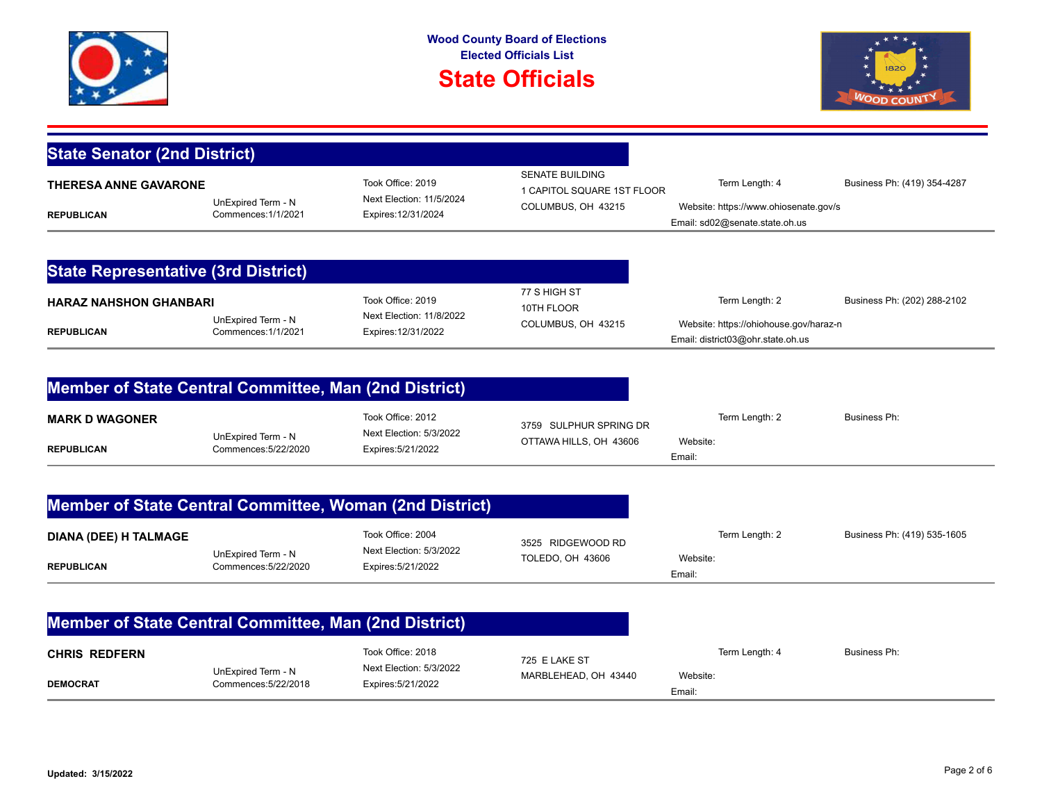# Wood County Board of Elections
## Elected Officials List
# State Officials

## State Senator (2nd District)

**THERESA ANNE GAVARONE**

**REPUBLICAN**

UnExpired Term - N
Commences:1/1/2021

Took Office: 2019
Next Election: 11/5/2024
Expires:12/31/2024

SENATE BUILDING
1 CAPITOL SQUARE 1ST FLOOR
COLUMBUS, OH 43215

Term Length: 4
Website: https://www.ohiosenate.gov/s
Email: sd02@senate.state.oh.us

Business Ph: (419) 354-4287

## State Representative (3rd District)

**HARAZ NAHSHON GHANBARI**

**REPUBLICAN**

UnExpired Term - N
Commences:1/1/2021

Took Office: 2019
Next Election: 11/8/2022
Expires:12/31/2022

77 S HIGH ST
10TH FLOOR
COLUMBUS, OH 43215

Term Length: 2
Website: https://ohiohouse.gov/haraz-n
Email: district03@ohr.state.oh.us

Business Ph: (202) 288-2102

## Member of State Central Committee, Man (2nd District)

**MARK D WAGONER**

**REPUBLICAN**

UnExpired Term - N
Commences:5/22/2020

Took Office: 2012
Next Election: 5/3/2022
Expires:5/21/2022

3759 SULPHUR SPRING DR
OTTAWA HILLS, OH 43606

Term Length: 2
Website:
Email:

Business Ph:

## Member of State Central Committee, Woman (2nd District)

**DIANA (DEE) H TALMAGE**

**REPUBLICAN**

UnExpired Term - N
Commences:5/22/2020

Took Office: 2004
Next Election: 5/3/2022
Expires:5/21/2022

3525 RIDGEWOOD RD
TOLEDO, OH 43606

Term Length: 2
Website:
Email:

Business Ph: (419) 535-1605

## Member of State Central Committee, Man (2nd District)

**CHRIS REDFERN**

**DEMOCRAT**

UnExpired Term - N
Commences:5/22/2018

Took Office: 2018
Next Election: 5/3/2022
Expires:5/21/2022

725 E LAKE ST
MARBLEHEAD, OH 43440

Term Length: 4
Website:
Email:

Business Ph:

**Updated: 3/15/2022**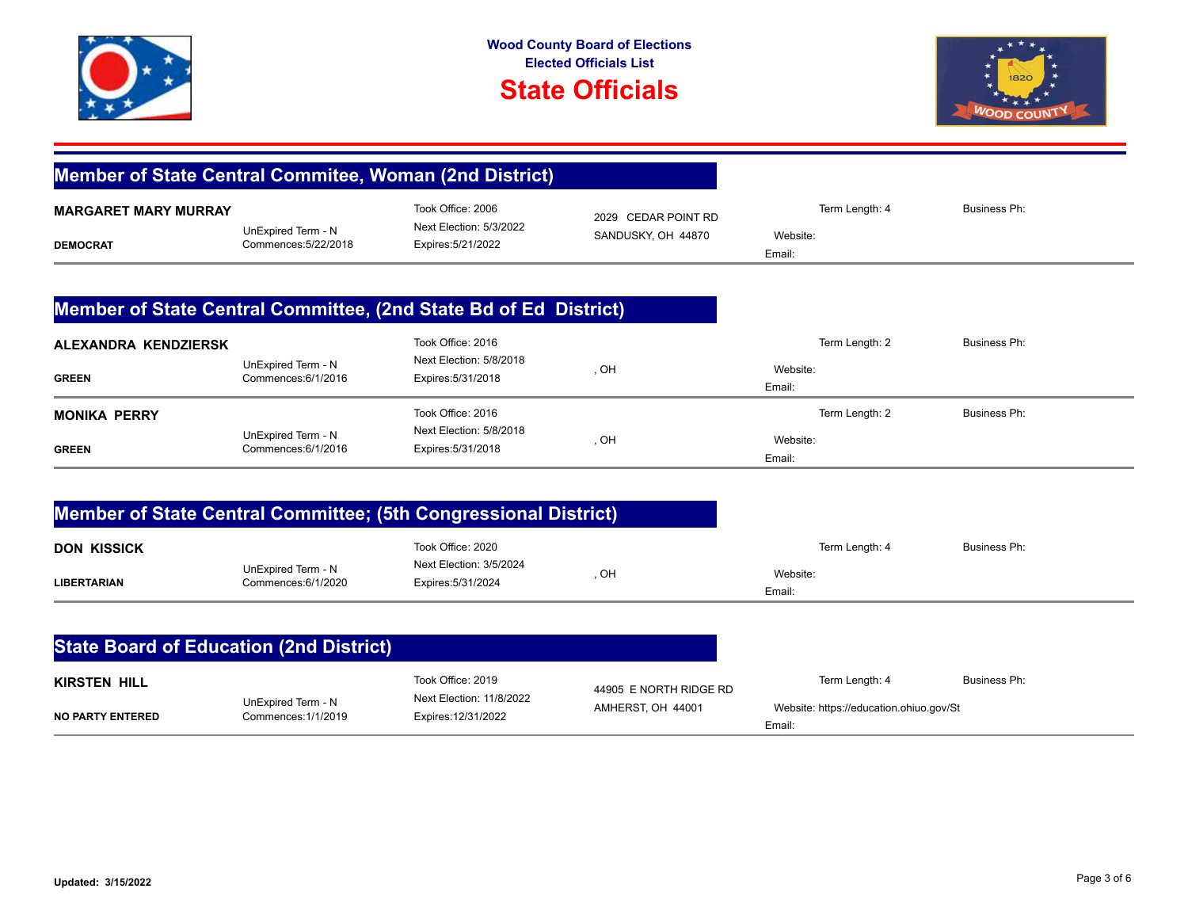**Wood County Board of Elections**
**Elected Officials List**

# State Officials

## Member of State Central Commitee, Woman (2nd District)

| Name / Party | Term | Office | Address | Web | Phone |
|---|---|---|---|---|---|
| **MARGARET MARY MURRAY** / **DEMOCRAT** | UnExpired Term - N<br>Commences:5/22/2018 | Took Office: 2006<br>Next Election: 5/3/2022<br>Expires:5/21/2022 | 2029 CEDAR POINT RD<br>SANDUSKY, OH 44870 | Term Length: 4<br>Website:<br>Email: | Business Ph: |

## Member of State Central Committee, (2nd State Bd of Ed District)

| Name / Party | Term | Office | Address | Web | Phone |
|---|---|---|---|---|---|
| **ALEXANDRA KENDZIERSK** / **GREEN** | UnExpired Term - N<br>Commences:6/1/2016 | Took Office: 2016<br>Next Election: 5/8/2018<br>Expires:5/31/2018 | , OH | Term Length: 2<br>Website:<br>Email: | Business Ph: |
| **MONIKA PERRY** / **GREEN** | UnExpired Term - N<br>Commences:6/1/2016 | Took Office: 2016<br>Next Election: 5/8/2018<br>Expires:5/31/2018 | , OH | Term Length: 2<br>Website:<br>Email: | Business Ph: |

## Member of State Central Committee; (5th Congressional District)

| Name / Party | Term | Office | Address | Web | Phone |
|---|---|---|---|---|---|
| **DON KISSICK** / **LIBERTARIAN** | UnExpired Term - N<br>Commences:6/1/2020 | Took Office: 2020<br>Next Election: 3/5/2024<br>Expires:5/31/2024 | , OH | Term Length: 4<br>Website:<br>Email: | Business Ph: |

## State Board of Education (2nd District)

| Name / Party | Term | Office | Address | Web | Phone |
|---|---|---|---|---|---|
| **KIRSTEN HILL** / **NO PARTY ENTERED** | UnExpired Term - N<br>Commences:1/1/2019 | Took Office: 2019<br>Next Election: 11/8/2022<br>Expires:12/31/2022 | 44905 E NORTH RIDGE RD<br>AMHERST, OH 44001 | Term Length: 4<br>Website: https://education.ohiuo.gov/St<br>Email: | Business Ph: |

**Updated: 3/15/2022**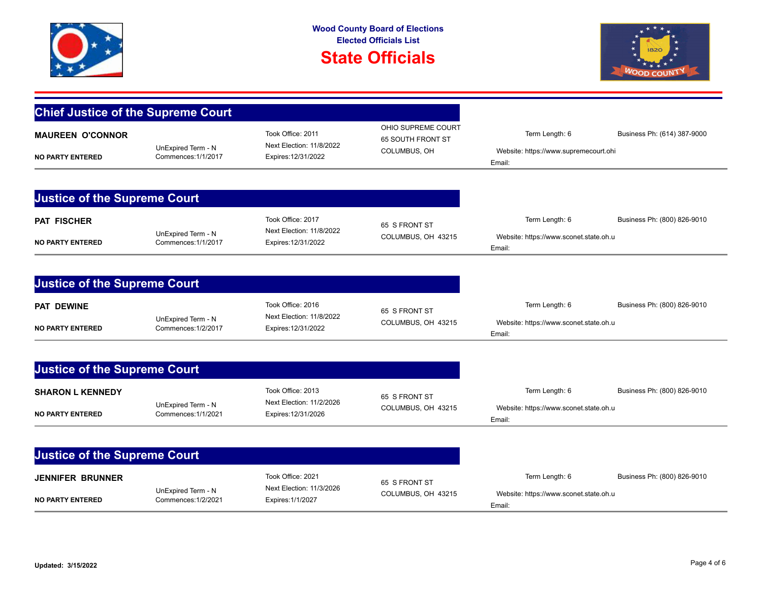# Wood County Board of Elections
## Elected Officials List
# State Officials

## Chief Justice of the Supreme Court

**MAUREEN O'CONNOR**

**NO PARTY ENTERED**

UnExpired Term - N
Commences:1/1/2017

Took Office: 2011
Next Election: 11/8/2022
Expires:12/31/2022

OHIO SUPREME COURT
65 SOUTH FRONT ST
COLUMBUS, OH

Term Length: 6
Website: https://www.supremecourt.ohi
Email:

Business Ph: (614) 387-9000

## Justice of the Supreme Court

**PAT FISCHER**

**NO PARTY ENTERED**

UnExpired Term - N
Commences:1/1/2017

Took Office: 2017
Next Election: 11/8/2022
Expires:12/31/2022

65 S FRONT ST
COLUMBUS, OH 43215

Term Length: 6
Website: https://www.sconet.state.oh.u
Email:

Business Ph: (800) 826-9010

## Justice of the Supreme Court

**PAT DEWINE**

**NO PARTY ENTERED**

UnExpired Term - N
Commences:1/2/2017

Took Office: 2016
Next Election: 11/8/2022
Expires:12/31/2022

65 S FRONT ST
COLUMBUS, OH 43215

Term Length: 6
Website: https://www.sconet.state.oh.u
Email:

Business Ph: (800) 826-9010

## Justice of the Supreme Court

**SHARON L KENNEDY**

**NO PARTY ENTERED**

UnExpired Term - N
Commences:1/1/2021

Took Office: 2013
Next Election: 11/2/2026
Expires:12/31/2026

65 S FRONT ST
COLUMBUS, OH 43215

Term Length: 6
Website: https://www.sconet.state.oh.u
Email:

Business Ph: (800) 826-9010

## Justice of the Supreme Court

**JENNIFER BRUNNER**

**NO PARTY ENTERED**

UnExpired Term - N
Commences:1/2/2021

Took Office: 2021
Next Election: 11/3/2026
Expires:1/1/2027

65 S FRONT ST
COLUMBUS, OH 43215

Term Length: 6
Website: https://www.sconet.state.oh.u
Email:

Business Ph: (800) 826-9010

**Updated: 3/15/2022**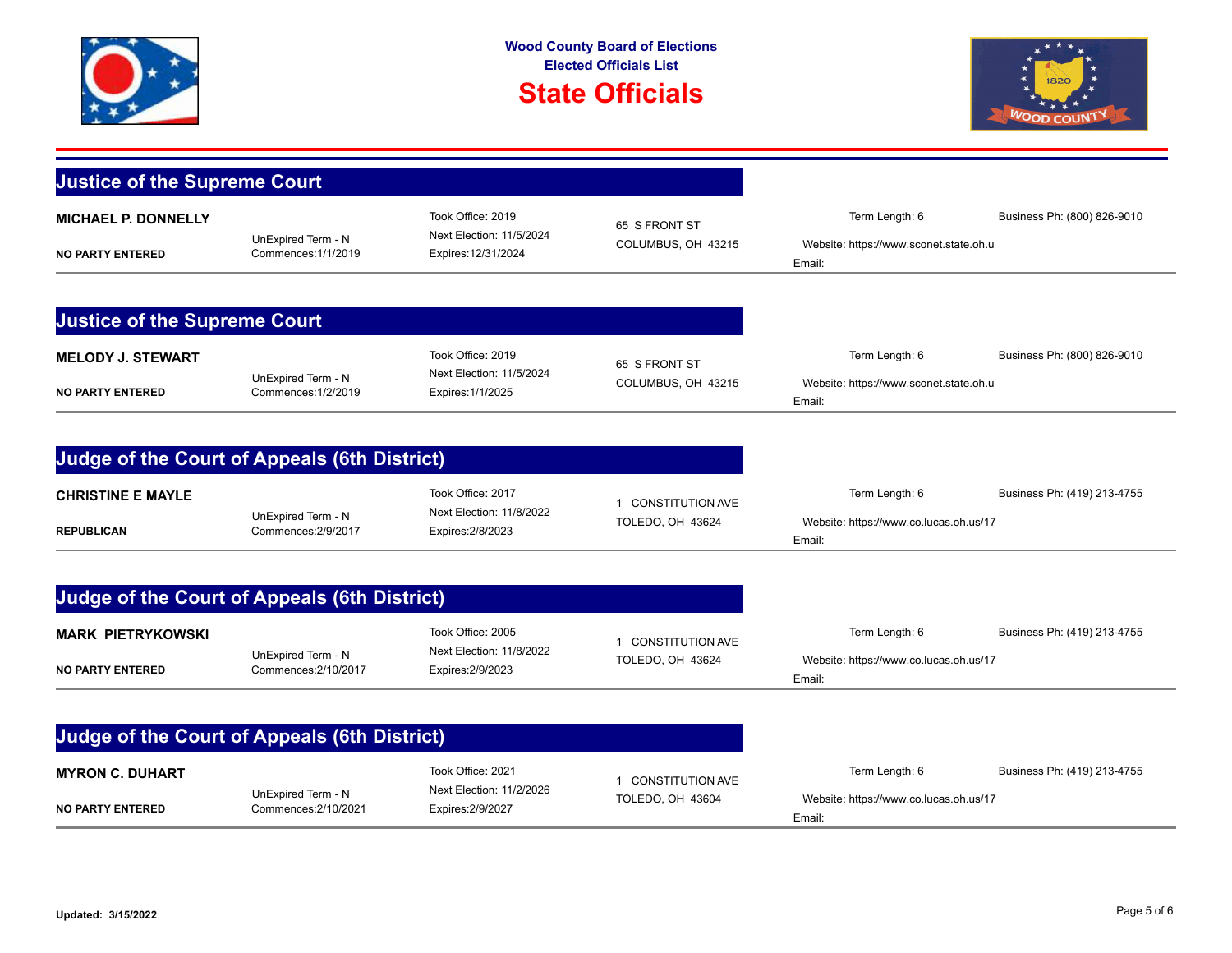**Wood County Board of Elections**
**Elected Officials List**

# State Officials

## Justice of the Supreme Court

**MICHAEL P. DONNELLY**
**NO PARTY ENTERED**

UnExpired Term - N
Commences:1/1/2019

Took Office: 2019
Next Election: 11/5/2024
Expires:12/31/2024

65 S FRONT ST
COLUMBUS, OH 43215

Term Length: 6
Website: https://www.sconet.state.oh.u
Email:

Business Ph: (800) 826-9010

## Justice of the Supreme Court

**MELODY J. STEWART**
**NO PARTY ENTERED**

UnExpired Term - N
Commences:1/2/2019

Took Office: 2019
Next Election: 11/5/2024
Expires:1/1/2025

65 S FRONT ST
COLUMBUS, OH 43215

Term Length: 6
Website: https://www.sconet.state.oh.u
Email:

Business Ph: (800) 826-9010

## Judge of the Court of Appeals (6th District)

**CHRISTINE E MAYLE**
**REPUBLICAN**

UnExpired Term - N
Commences:2/9/2017

Took Office: 2017
Next Election: 11/8/2022
Expires:2/8/2023

1 CONSTITUTION AVE
TOLEDO, OH 43624

Term Length: 6
Website: https://www.co.lucas.oh.us/17
Email:

Business Ph: (419) 213-4755

## Judge of the Court of Appeals (6th District)

**MARK PIETRYKOWSKI**
**NO PARTY ENTERED**

UnExpired Term - N
Commences:2/10/2017

Took Office: 2005
Next Election: 11/8/2022
Expires:2/9/2023

1 CONSTITUTION AVE
TOLEDO, OH 43624

Term Length: 6
Website: https://www.co.lucas.oh.us/17
Email:

Business Ph: (419) 213-4755

## Judge of the Court of Appeals (6th District)

**MYRON C. DUHART**
**NO PARTY ENTERED**

UnExpired Term - N
Commences:2/10/2021

Took Office: 2021
Next Election: 11/2/2026
Expires:2/9/2027

1 CONSTITUTION AVE
TOLEDO, OH 43604

Term Length: 6
Website: https://www.co.lucas.oh.us/17
Email:

Business Ph: (419) 213-4755

**Updated: 3/15/2022**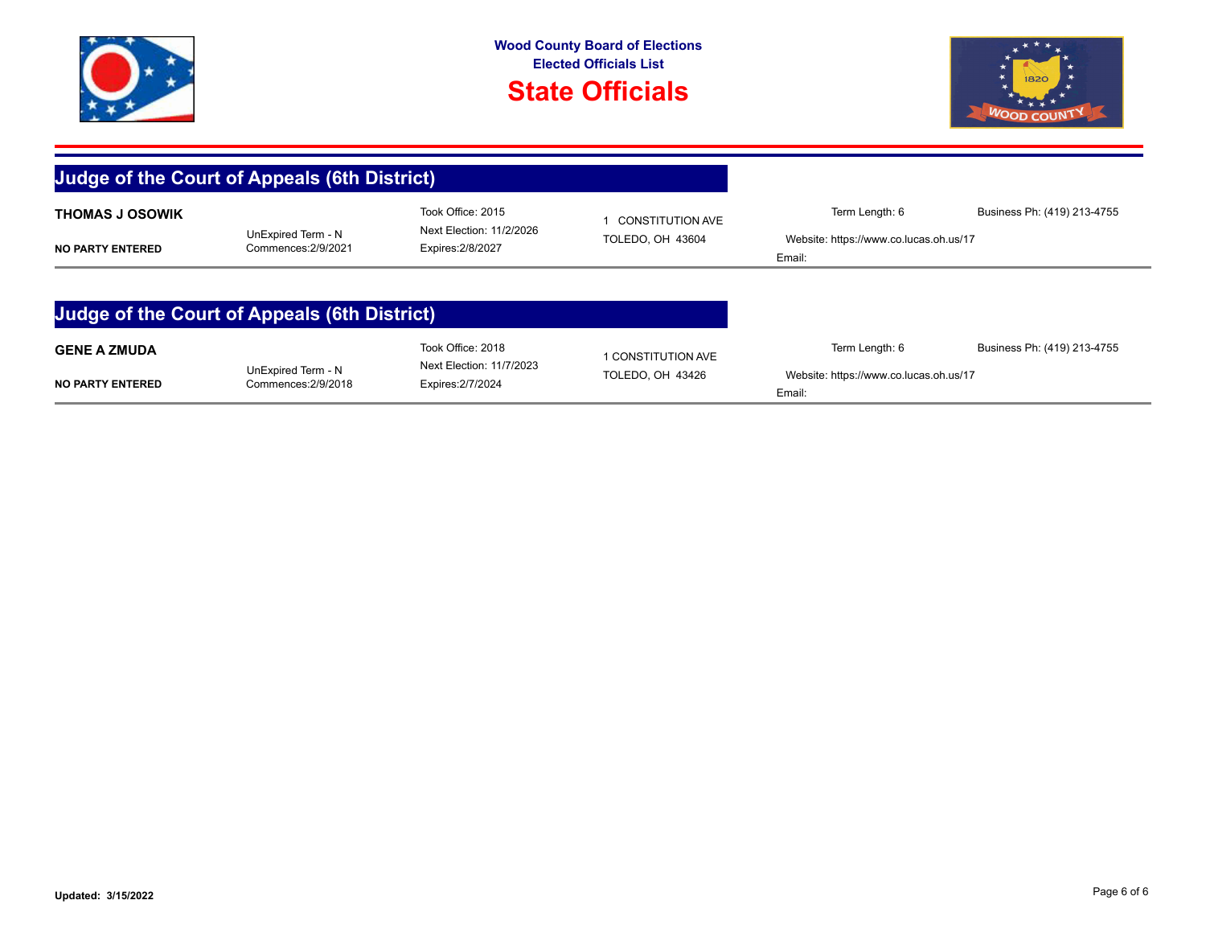Wood County Board of Elections
Elected Officials List

# State Officials

## Judge of the Court of Appeals (6th District)

**THOMAS J OSOWIK**

**NO PARTY ENTERED**

UnExpired Term - N
Commences:2/9/2021

Took Office: 2015
Next Election: 11/2/2026
Expires:2/8/2027

1 CONSTITUTION AVE
TOLEDO, OH 43604

Term Length: 6
Website: https://www.co.lucas.oh.us/17
Email:

Business Ph: (419) 213-4755

## Judge of the Court of Appeals (6th District)

**GENE A ZMUDA**

**NO PARTY ENTERED**

UnExpired Term - N
Commences:2/9/2018

Took Office: 2018
Next Election: 11/7/2023
Expires:2/7/2024

1 CONSTITUTION AVE
TOLEDO, OH 43426

Term Length: 6
Website: https://www.co.lucas.oh.us/17
Email:

Business Ph: (419) 213-4755

**Updated: 3/15/2022**